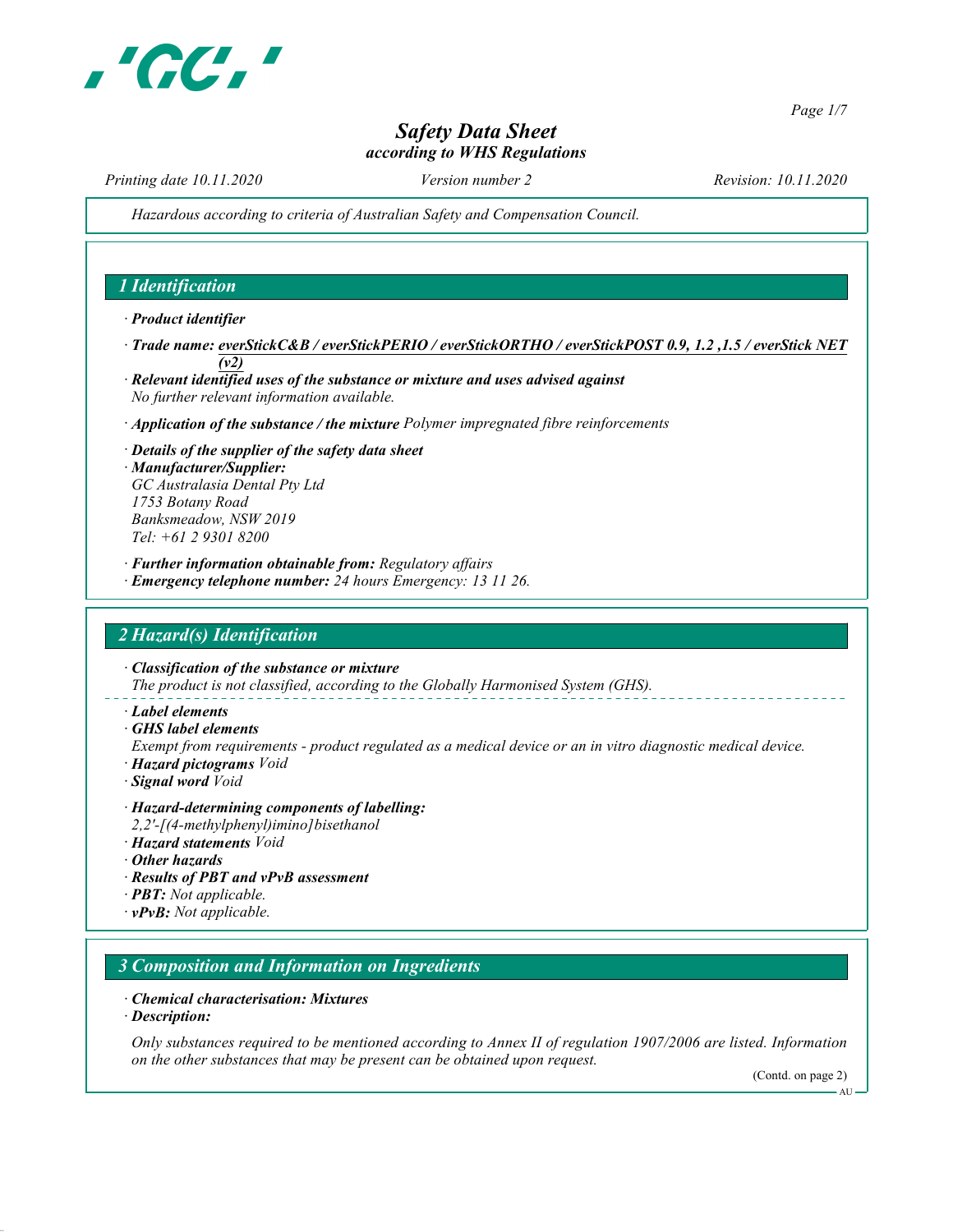# Safety Data Sheet
*according to WHS Regulations*

*Printing date 10.11.2020* *Version number 2* *Revision: 10.11.2020*

*Hazardous according to criteria of Australian Safety and Compensation Council.*

## 1 Identification

· ***Product identifier***

· ***Trade name:*** ***everStickC&B / everStickPERIO / everStickORTHO / everStickPOST 0.9, 1.2 ,1.5 / everStick NET (v2)***

· ***Relevant identified uses of the substance or mixture and uses advised against***
*No further relevant information available.*

· ***Application of the substance / the mixture*** *Polymer impregnated fibre reinforcements*

· ***Details of the supplier of the safety data sheet***
· ***Manufacturer/Supplier:***
*GC Australasia Dental Pty Ltd*
*1753 Botany Road*
*Banksmeadow, NSW 2019*
*Tel: +61 2 9301 8200*

· ***Further information obtainable from:*** *Regulatory affairs*
· ***Emergency telephone number:*** *24 hours Emergency: 13 11 26.*

## 2 Hazard(s) Identification

· ***Classification of the substance or mixture***
*The product is not classified, according to the Globally Harmonised System (GHS).*

· ***Label elements***
· ***GHS label elements***
*Exempt from requirements - product regulated as a medical device or an in vitro diagnostic medical device.*
· ***Hazard pictograms*** *Void*
· ***Signal word*** *Void*

· ***Hazard-determining components of labelling:***
*2,2'-[(4-methylphenyl)imino]bisethanol*
· ***Hazard statements*** *Void*
· ***Other hazards***
· ***Results of PBT and vPvB assessment***
· ***PBT:*** *Not applicable.*
· ***vPvB:*** *Not applicable.*

## 3 Composition and Information on Ingredients

· ***Chemical characterisation: Mixtures***
· ***Description:***

*Only substances required to be mentioned according to Annex II of regulation 1907/2006 are listed. Information on the other substances that may be present can be obtained upon request.*

(Contd. on page 2)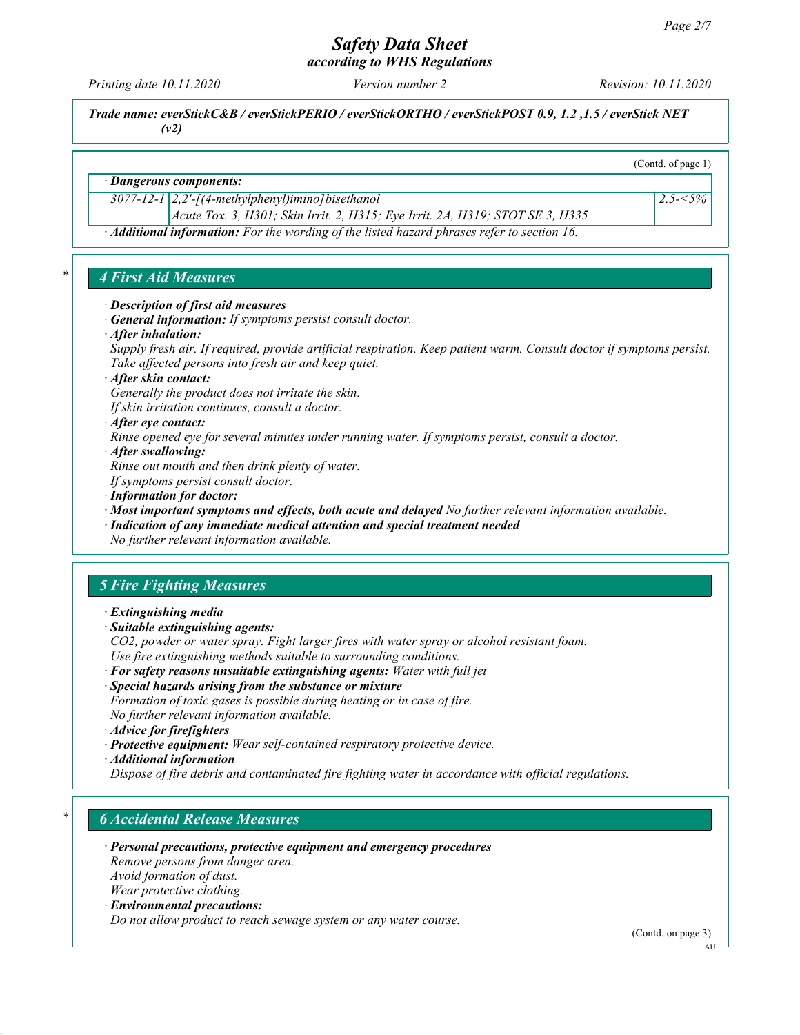(Contd. of page 1)

· **Dangerous components:**

| | | |
|---|---|---|
| 3077-12-1 | 2,2'-[(4-methylphenyl)imino]bisethanol | 2.5-<5% |
| | Acute Tox. 3, H301; Skin Irrit. 2, H315; Eye Irrit. 2A, H319; STOT SE 3, H335 | |

· **Additional information:** For the wording of the listed hazard phrases refer to section 16.

## 4 First Aid Measures

· **Description of first aid measures**
· **General information:** If symptoms persist consult doctor.
· **After inhalation:**
Supply fresh air. If required, provide artificial respiration. Keep patient warm. Consult doctor if symptoms persist.
Take affected persons into fresh air and keep quiet.
· **After skin contact:**
Generally the product does not irritate the skin.
If skin irritation continues, consult a doctor.
· **After eye contact:**
Rinse opened eye for several minutes under running water. If symptoms persist, consult a doctor.
· **After swallowing:**
Rinse out mouth and then drink plenty of water.
If symptoms persist consult doctor.
· **Information for doctor:**
· **Most important symptoms and effects, both acute and delayed** No further relevant information available.
· **Indication of any immediate medical attention and special treatment needed**
No further relevant information available.

## 5 Fire Fighting Measures

· **Extinguishing media**
· **Suitable extinguishing agents:**
$CO_2$, powder or water spray. Fight larger fires with water spray or alcohol resistant foam.
Use fire extinguishing methods suitable to surrounding conditions.
· **For safety reasons unsuitable extinguishing agents:** Water with full jet
· **Special hazards arising from the substance or mixture**
Formation of toxic gases is possible during heating or in case of fire.
No further relevant information available.
· **Advice for firefighters**
· **Protective equipment:** Wear self-contained respiratory protective device.
· **Additional information**
Dispose of fire debris and contaminated fire fighting water in accordance with official regulations.

## 6 Accidental Release Measures

· **Personal precautions, protective equipment and emergency procedures**
Remove persons from danger area.
Avoid formation of dust.
Wear protective clothing.
· **Environmental precautions:**
Do not allow product to reach sewage system or any water course.

(Contd. on page 3)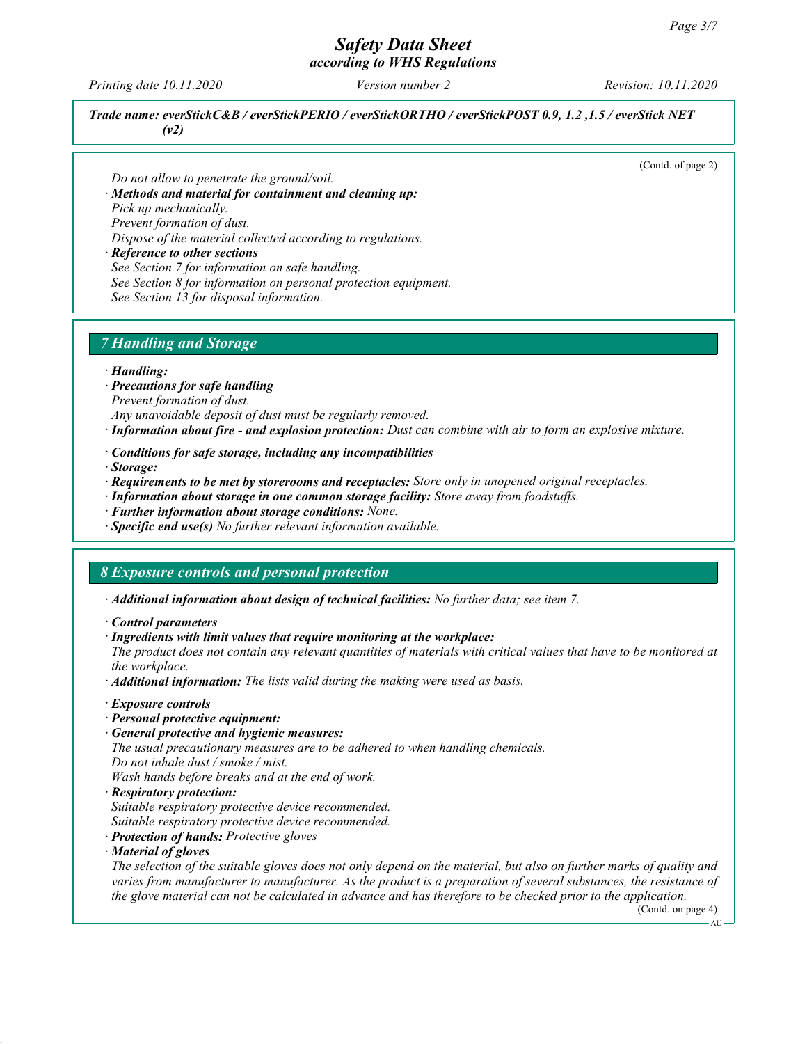*Trade name: everStickC&B / everStickPERIO / everStickORTHO / everStickPOST 0.9, 1.2 ,1.5 / everStick NET (v2)*

(Contd. of page 2)

*Do not allow to penetrate the ground/soil.*

· ***Methods and material for containment and cleaning up:***
*Pick up mechanically.*
*Prevent formation of dust.*
*Dispose of the material collected according to regulations.*

· ***Reference to other sections***
*See Section 7 for information on safe handling.*
*See Section 8 for information on personal protection equipment.*
*See Section 13 for disposal information.*

## *7 Handling and Storage*

· ***Handling:***

· ***Precautions for safe handling***
*Prevent formation of dust.*
*Any unavoidable deposit of dust must be regularly removed.*

· ***Information about fire - and explosion protection:*** *Dust can combine with air to form an explosive mixture.*

· ***Conditions for safe storage, including any incompatibilities***

· ***Storage:***

· ***Requirements to be met by storerooms and receptacles:*** *Store only in unopened original receptacles.*

· ***Information about storage in one common storage facility:*** *Store away from foodstuffs.*

· ***Further information about storage conditions:*** *None.*

· ***Specific end use(s)*** *No further relevant information available.*

## *8 Exposure controls and personal protection*

· ***Additional information about design of technical facilities:*** *No further data; see item 7.*

· ***Control parameters***

· ***Ingredients with limit values that require monitoring at the workplace:***
*The product does not contain any relevant quantities of materials with critical values that have to be monitored at the workplace.*

· ***Additional information:*** *The lists valid during the making were used as basis.*

· ***Exposure controls***

· ***Personal protective equipment:***

· ***General protective and hygienic measures:***
*The usual precautionary measures are to be adhered to when handling chemicals.*
*Do not inhale dust / smoke / mist.*
*Wash hands before breaks and at the end of work.*

· ***Respiratory protection:***
*Suitable respiratory protective device recommended.*
*Suitable respiratory protective device recommended.*

· ***Protection of hands:*** *Protective gloves*

· ***Material of gloves***
*The selection of the suitable gloves does not only depend on the material, but also on further marks of quality and varies from manufacturer to manufacturer. As the product is a preparation of several substances, the resistance of the glove material can not be calculated in advance and has therefore to be checked prior to the application.*

(Contd. on page 4)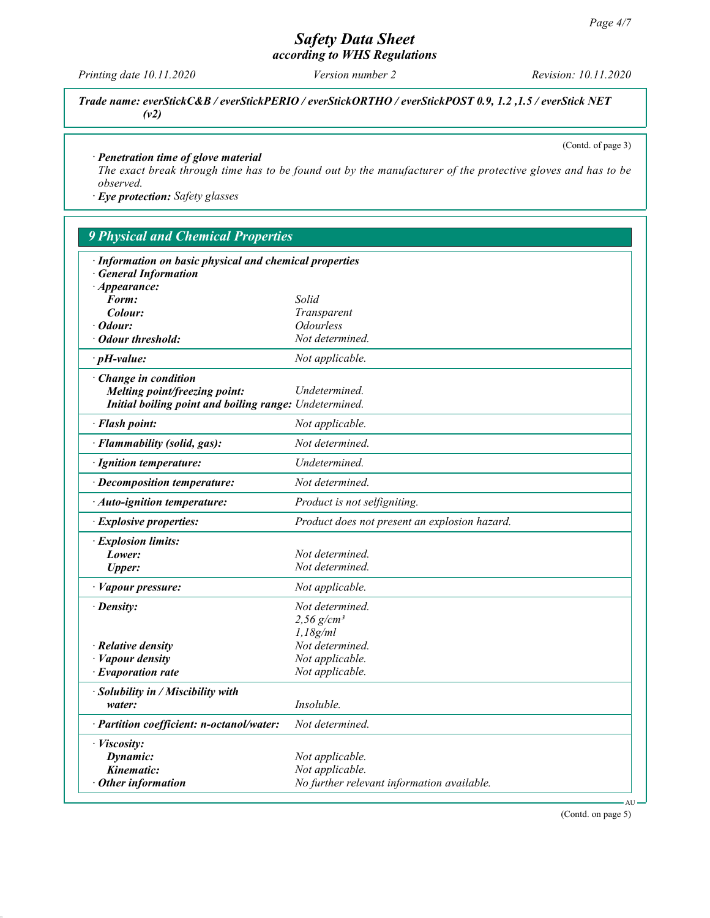**Trade name: everStickC&B / everStickPERIO / everStickORTHO / everStickPOST 0.9, 1.2 ,1.5 / everStick NET (v2)**

(Contd. of page 3)

· **Penetration time of glove material**
The exact break through time has to be found out by the manufacturer of the protective gloves and has to be observed.

· **Eye protection:** Safety glasses

## 9 Physical and Chemical Properties

· **Information on basic physical and chemical properties**
· **General Information**
· **Appearance:**

| | |
|---|---|
| **Form:** | Solid |
| **Colour:** | Transparent |
| · **Odour:** | Odourless |
| · **Odour threshold:** | Not determined. |
| · **pH-value:** | Not applicable. |
| · **Change in condition** | |
| **Melting point/freezing point:** | Undetermined. |
| **Initial boiling point and boiling range:** | Undetermined. |
| · **Flash point:** | Not applicable. |
| · **Flammability (solid, gas):** | Not determined. |
| · **Ignition temperature:** | Undetermined. |
| · **Decomposition temperature:** | Not determined. |
| · **Auto-ignition temperature:** | Product is not selfigniting. |
| · **Explosive properties:** | Product does not present an explosion hazard. |
| · **Explosion limits:** | |
| **Lower:** | Not determined. |
| **Upper:** | Not determined. |
| · **Vapour pressure:** | Not applicable. |
| · **Density:** | Not determined.<br>2,56 g/cm³<br>1,18g/ml |
| · **Relative density** | Not determined. |
| · **Vapour density** | Not applicable. |
| · **Evaporation rate** | Not applicable. |
| · **Solubility in / Miscibility with** | |
| **water:** | Insoluble. |
| · **Partition coefficient: n-octanol/water:** | Not determined. |
| · **Viscosity:** | |
| **Dynamic:** | Not applicable. |
| **Kinematic:** | Not applicable. |
| · **Other information** | No further relevant information available. |

(Contd. on page 5)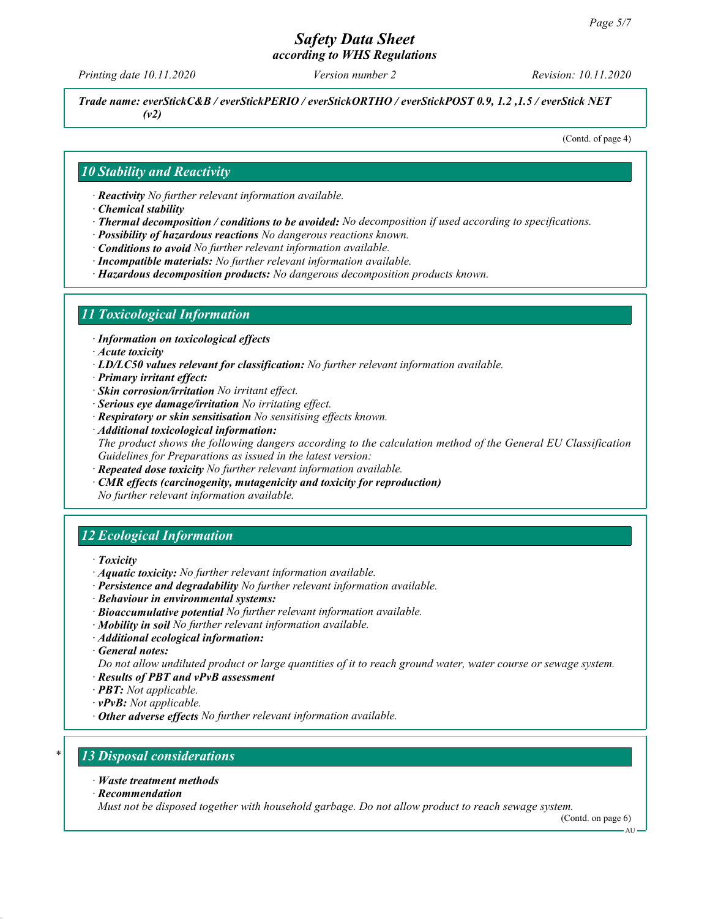*Trade name: everStickC&B / everStickPERIO / everStickORTHO / everStickPOST 0.9, 1.2 ,1.5 / everStick NET (v2)*

(Contd. of page 4)

## 10 Stability and Reactivity

- · ***Reactivity*** *No further relevant information available.*
- · ***Chemical stability***
- · ***Thermal decomposition / conditions to be avoided:*** *No decomposition if used according to specifications.*
- · ***Possibility of hazardous reactions*** *No dangerous reactions known.*
- · ***Conditions to avoid*** *No further relevant information available.*
- · ***Incompatible materials:*** *No further relevant information available.*
- · ***Hazardous decomposition products:*** *No dangerous decomposition products known.*

## 11 Toxicological Information

- · ***Information on toxicological effects***
- · ***Acute toxicity***
- · ***LD/LC50 values relevant for classification:*** *No further relevant information available.*
- · ***Primary irritant effect:***
- · ***Skin corrosion/irritation*** *No irritant effect.*
- · ***Serious eye damage/irritation*** *No irritating effect.*
- · ***Respiratory or skin sensitisation*** *No sensitising effects known.*
- · ***Additional toxicological information:***
  *The product shows the following dangers according to the calculation method of the General EU Classification Guidelines for Preparations as issued in the latest version:*
- · ***Repeated dose toxicity*** *No further relevant information available.*
- · ***CMR effects (carcinogenity, mutagenicity and toxicity for reproduction)***
  *No further relevant information available.*

## 12 Ecological Information

- · ***Toxicity***
- · ***Aquatic toxicity:*** *No further relevant information available.*
- · ***Persistence and degradability*** *No further relevant information available.*
- · ***Behaviour in environmental systems:***
- · ***Bioaccumulative potential*** *No further relevant information available.*
- · ***Mobility in soil*** *No further relevant information available.*
- · ***Additional ecological information:***
- · ***General notes:***
  *Do not allow undiluted product or large quantities of it to reach ground water, water course or sewage system.*
- · ***Results of PBT and vPvB assessment***
- · ***PBT:*** *Not applicable.*
- · ***vPvB:*** *Not applicable.*
- · ***Other adverse effects*** *No further relevant information available.*

## * 13 Disposal considerations

- · ***Waste treatment methods***
- · ***Recommendation***
  *Must not be disposed together with household garbage. Do not allow product to reach sewage system.*

(Contd. on page 6)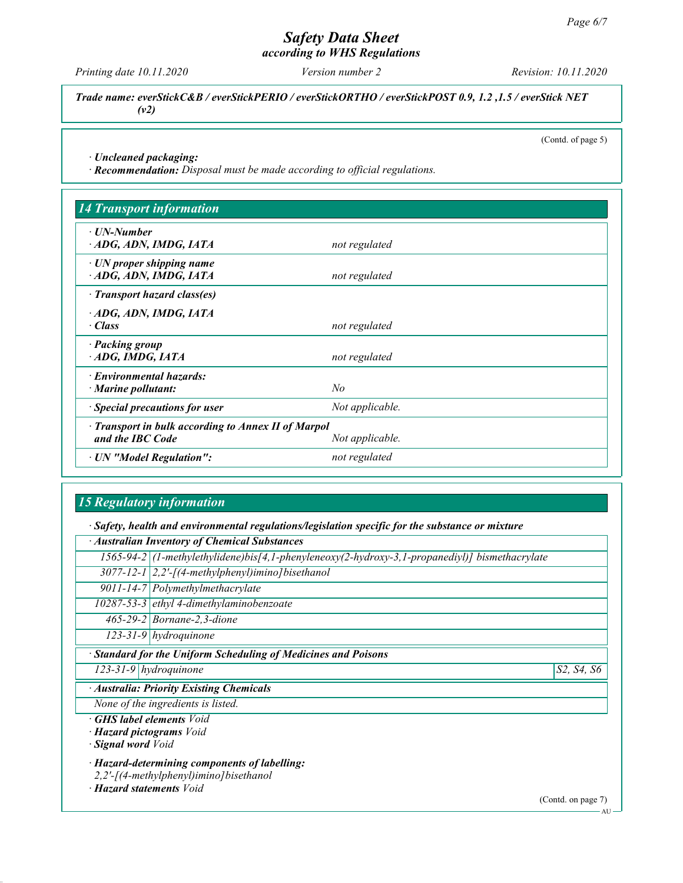*Trade name: everStickC&B / everStickPERIO / everStickORTHO / everStickPOST 0.9, 1.2 ,1.5 / everStick NET (v2)*

(Contd. of page 5)

· **Uncleaned packaging:**
· **Recommendation:** *Disposal must be made according to official regulations.*

## 14 Transport information

| | |
|---|---|
| · **UN-Number**<br>· **ADG, ADN, IMDG, IATA** | not regulated |
| · **UN proper shipping name**<br>· **ADG, ADN, IMDG, IATA** | not regulated |
| · **Transport hazard class(es)**<br>· **ADG, ADN, IMDG, IATA**<br>· **Class** | not regulated |
| · **Packing group**<br>· **ADG, IMDG, IATA** | not regulated |
| · **Environmental hazards:**<br>· **Marine pollutant:** | No |
| · **Special precautions for user** | Not applicable. |
| · **Transport in bulk according to Annex II of Marpol and the IBC Code** | Not applicable. |
| · **UN "Model Regulation":** | not regulated |

## 15 Regulatory information

· **Safety, health and environmental regulations/legislation specific for the substance or mixture**

· **Australian Inventory of Chemical Substances**

| | |
|---|---|
| 1565-94-2 | (1-methylethylidene)bis[4,1-phenyleneoxy(2-hydroxy-3,1-propanediyl)] bismethacrylate |
| 3077-12-1 | 2,2'-[(4-methylphenyl)imino]bisethanol |
| 9011-14-7 | Polymethylmethacrylate |
| 10287-53-3 | ethyl 4-dimethylaminobenzoate |
| 465-29-2 | Bornane-2,3-dione |
| 123-31-9 | hydroquinone |

· **Standard for the Uniform Scheduling of Medicines and Poisons**

| | | |
|---|---|---|
| 123-31-9 | hydroquinone | S2, S4, S6 |

· **Australia: Priority Existing Chemicals**

*None of the ingredients is listed.*

· **GHS label elements** *Void*
· **Hazard pictograms** *Void*
· **Signal word** *Void*

· **Hazard-determining components of labelling:**
*2,2'-[(4-methylphenyl)imino]bisethanol*
· **Hazard statements** *Void*

(Contd. on page 7)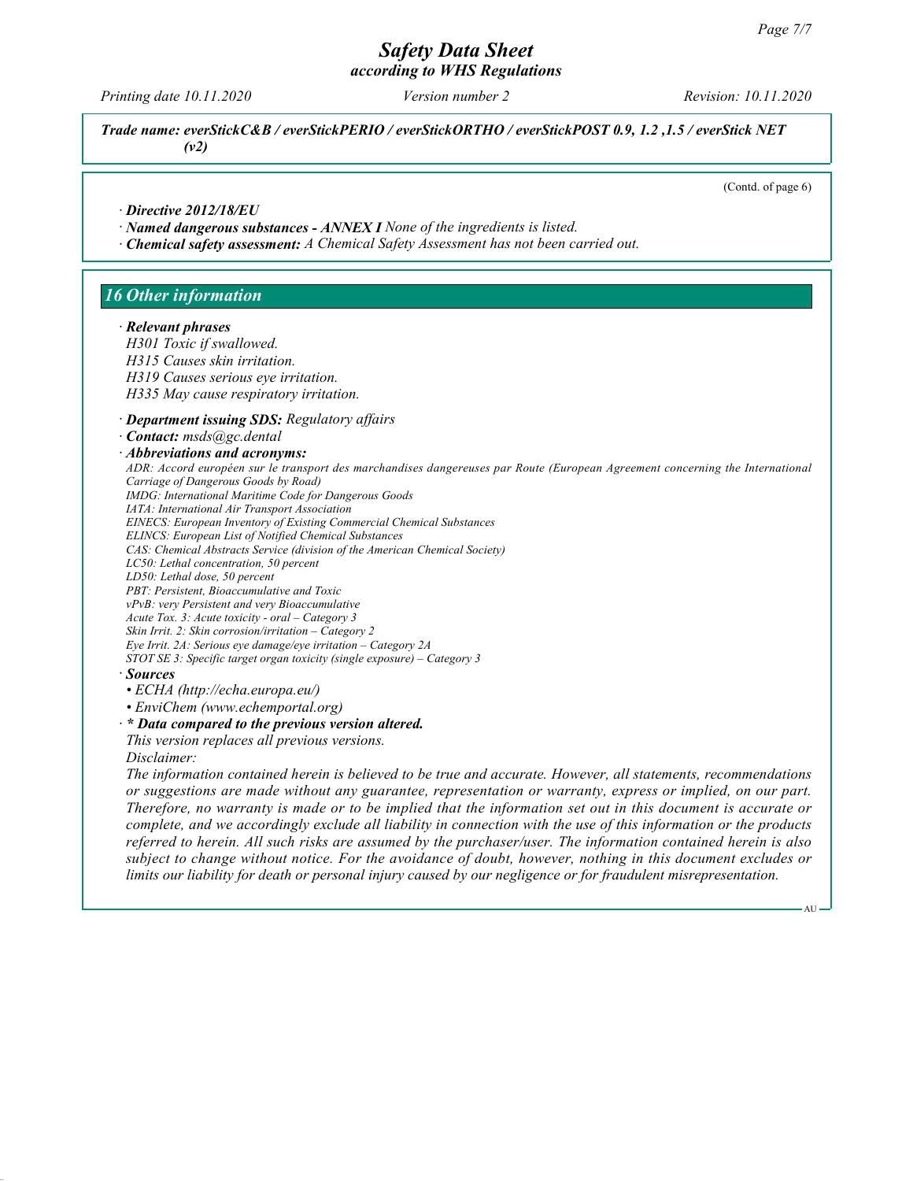Trade name: everStickC&B / everStickPERIO / everStickORTHO / everStickPOST 0.9, 1.2 ,1.5 / everStick NET (v2)

(Contd. of page 6)

· **Directive 2012/18/EU**
· **Named dangerous substances - ANNEX I** *None of the ingredients is listed.*
· **Chemical safety assessment:** *A Chemical Safety Assessment has not been carried out.*

## 16 Other information

· **Relevant phrases**
H301 Toxic if swallowed.
H315 Causes skin irritation.
H319 Causes serious eye irritation.
H335 May cause respiratory irritation.

· **Department issuing SDS:** Regulatory affairs
· **Contact:** msds@gc.dental
· **Abbreviations and acronyms:**
ADR: Accord européen sur le transport des marchandises dangereuses par Route (European Agreement concerning the International Carriage of Dangerous Goods by Road)
IMDG: International Maritime Code for Dangerous Goods
IATA: International Air Transport Association
EINECS: European Inventory of Existing Commercial Chemical Substances
ELINCS: European List of Notified Chemical Substances
CAS: Chemical Abstracts Service (division of the American Chemical Society)
LC50: Lethal concentration, 50 percent
LD50: Lethal dose, 50 percent
PBT: Persistent, Bioaccumulative and Toxic
vPvB: very Persistent and very Bioaccumulative
Acute Tox. 3: Acute toxicity - oral – Category 3
Skin Irrit. 2: Skin corrosion/irritation – Category 2
Eye Irrit. 2A: Serious eye damage/eye irritation – Category 2A
STOT SE 3: Specific target organ toxicity (single exposure) – Category 3

· **Sources**
• ECHA (http://echa.europa.eu/)
• EnviChem (www.echemportal.org)

· **\* Data compared to the previous version altered.**
This version replaces all previous versions.
Disclaimer:
The information contained herein is believed to be true and accurate. However, all statements, recommendations or suggestions are made without any guarantee, representation or warranty, express or implied, on our part. Therefore, no warranty is made or to be implied that the information set out in this document is accurate or complete, and we accordingly exclude all liability in connection with the use of this information or the products referred to herein. All such risks are assumed by the purchaser/user. The information contained herein is also subject to change without notice. For the avoidance of doubt, however, nothing in this document excludes or limits our liability for death or personal injury caused by our negligence or for fraudulent misrepresentation.